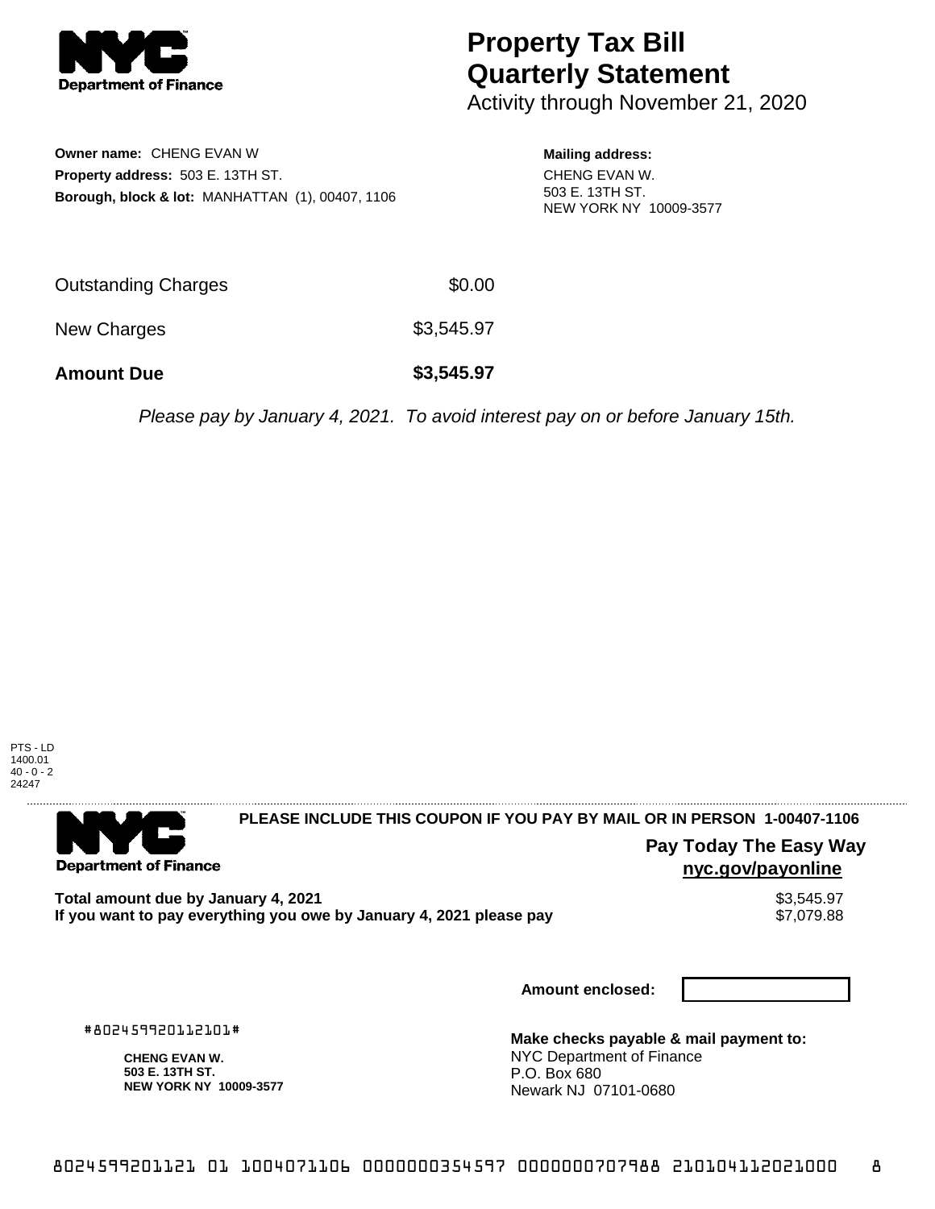# Property Tax Bill Quarterly Statement

Activity through November 21, 2020

**Owner name:** CHENG EVAN W
**Property address:** 503 E. 13TH ST.
**Borough, block & lot:** MANHATTAN (1), 00407, 1106

**Mailing address:**
CHENG EVAN W.
503 E. 13TH ST.
NEW YORK NY 10009-3577

| | |
|---|---|
| Outstanding Charges | $0.00 |
| New Charges | $3,545.97 |
| **Amount Due** | **$3,545.97** |

*Please pay by January 4, 2021. To avoid interest pay on or before January 15th.*

PTS - LD
1400.01
40 - 0 - 2
24247

**PLEASE INCLUDE THIS COUPON IF YOU PAY BY MAIL OR IN PERSON 1-00407-1106**

**Pay Today The Easy Way**
**nyc.gov/payonline**

| | |
|---|---|
| **Total amount due by January 4, 2021** | $3,545.97 |
| **If you want to pay everything you owe by January 4, 2021 please pay** | $7,079.88 |

**Amount enclosed:**

#802459920112101#

**CHENG EVAN W.**
**503 E. 13TH ST.**
**NEW YORK NY 10009-3577**

**Make checks payable & mail payment to:**
NYC Department of Finance
P.O. Box 680
Newark NJ 07101-0680

8024599201121 01 1004071106 0000000354597 0000000707988 210104112021000 8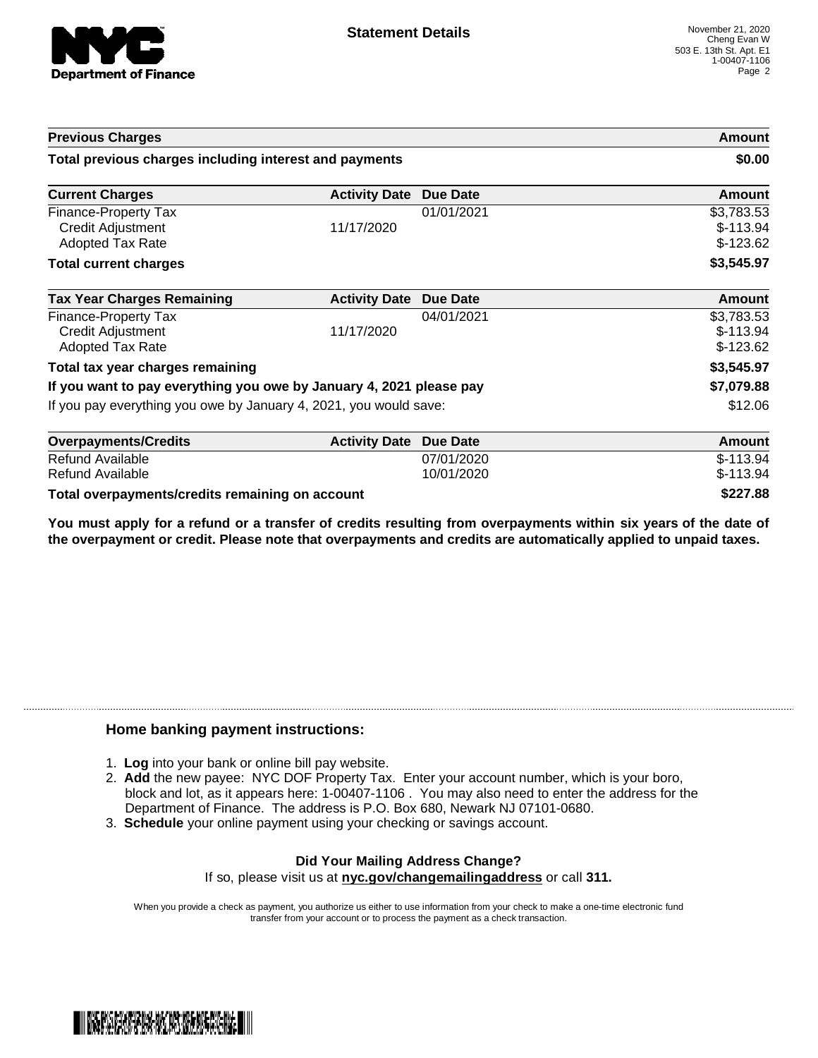# Statement Details

November 21, 2020
Cheng Evan W
503 E. 13th St. Apt. E1
1-00407-1106

| Previous Charges | | | Amount |
|---|---|---|---|
| **Total previous charges including interest and payments** | | | **$0.00** |

| Current Charges | Activity Date | Due Date | Amount |
|---|---|---|---|
| Finance-Property Tax | | 01/01/2021 | $3,783.53 |
| Credit Adjustment | 11/17/2020 | | $-113.94 |
| Adopted Tax Rate | | | $-123.62 |
| **Total current charges** | | | **$3,545.97** |

| Tax Year Charges Remaining | Activity Date | Due Date | Amount |
|---|---|---|---|
| Finance-Property Tax | | 04/01/2021 | $3,783.53 |
| Credit Adjustment | 11/17/2020 | | $-113.94 |
| Adopted Tax Rate | | | $-123.62 |
| **Total tax year charges remaining** | | | **$3,545.97** |
| **If you want to pay everything you owe by January 4, 2021 please pay** | | | **$7,079.88** |
| If you pay everything you owe by January 4, 2021, you would save: | | | $12.06 |

| Overpayments/Credits | Activity Date | Due Date | Amount |
|---|---|---|---|
| Refund Available | | 07/01/2020 | $-113.94 |
| Refund Available | | 10/01/2020 | $-113.94 |
| **Total overpayments/credits remaining on account** | | | **$227.88** |

**You must apply for a refund or a transfer of credits resulting from overpayments within six years of the date of the overpayment or credit. Please note that overpayments and credits are automatically applied to unpaid taxes.**

## Home banking payment instructions:

1. **Log** into your bank or online bill pay website.
2. **Add** the new payee: NYC DOF Property Tax. Enter your account number, which is your boro, block and lot, as it appears here: 1-00407-1106 . You may also need to enter the address for the Department of Finance. The address is P.O. Box 680, Newark NJ 07101-0680.
3. **Schedule** your online payment using your checking or savings account.

**Did Your Mailing Address Change?**

If so, please visit us at **nyc.gov/changemailingaddress** or call **311.**

When you provide a check as payment, you authorize us either to use information from your check to make a one-time electronic fund transfer from your account or to process the payment as a check transaction.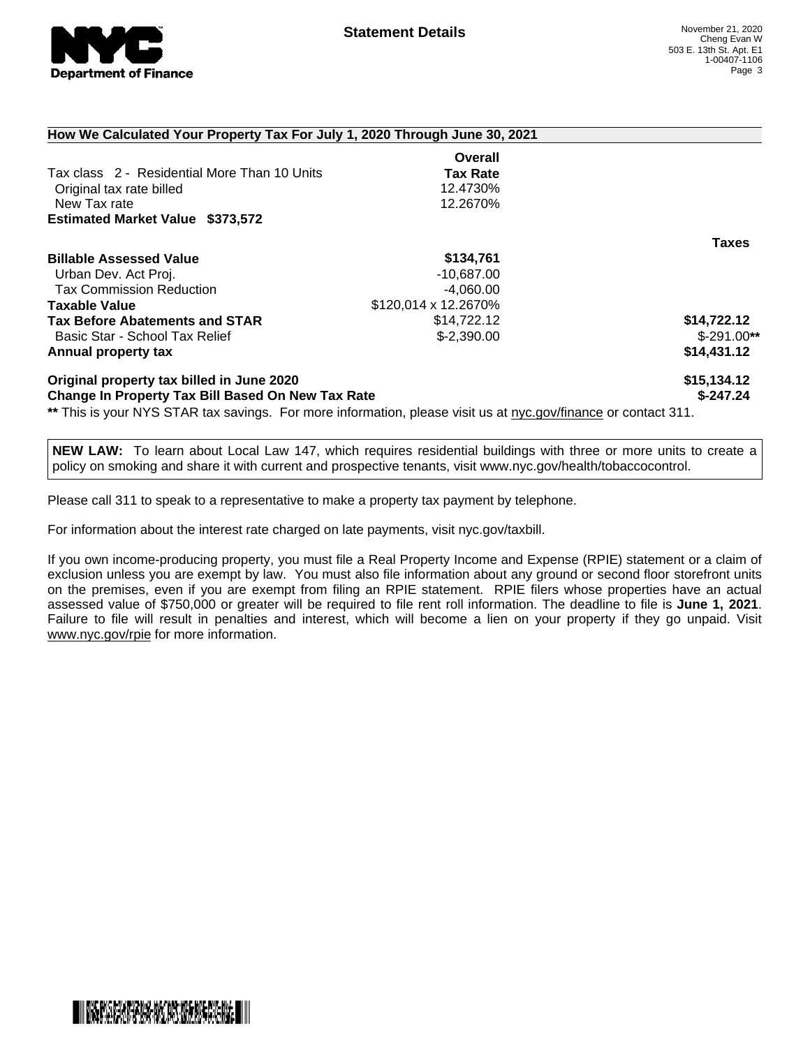## Statement Details

November 21, 2020
Cheng Evan W
503 E. 13th St. Apt. E1
1-00407-1106

**How We Calculated Your Property Tax For July 1, 2020 Through June 30, 2021**

| | | |
|---|---|---|
| | **Overall** | |
| Tax class 2 - Residential More Than 10 Units | **Tax Rate** | |
| Original tax rate billed | 12.4730% | |
| New Tax rate | 12.2670% | |
| **Estimated Market Value $373,572** | | |
| | | **Taxes** |
| **Billable Assessed Value** | **$134,761** | |
| Urban Dev. Act Proj. | -10,687.00 | |
| Tax Commission Reduction | -4,060.00 | |
| **Taxable Value** | $120,014 x 12.2670% | |
| **Tax Before Abatements and STAR** | $14,722.12 | **$14,722.12** |
| Basic Star - School Tax Relief | $-2,390.00 | $-291.00** |
| **Annual property tax** | | **$14,431.12** |
| **Original property tax billed in June 2020** | | **$15,134.12** |
| **Change In Property Tax Bill Based On New Tax Rate** | | **$-247.24** |

** This is your NYS STAR tax savings. For more information, please visit us at nyc.gov/finance or contact 311.

**NEW LAW:** To learn about Local Law 147, which requires residential buildings with three or more units to create a policy on smoking and share it with current and prospective tenants, visit www.nyc.gov/health/tobaccocontrol.

Please call 311 to speak to a representative to make a property tax payment by telephone.

For information about the interest rate charged on late payments, visit nyc.gov/taxbill.

If you own income-producing property, you must file a Real Property Income and Expense (RPIE) statement or a claim of exclusion unless you are exempt by law. You must also file information about any ground or second floor storefront units on the premises, even if you are exempt from filing an RPIE statement. RPIE filers whose properties have an actual assessed value of $750,000 or greater will be required to file rent roll information. The deadline to file is **June 1, 2021**. Failure to file will result in penalties and interest, which will become a lien on your property if they go unpaid. Visit www.nyc.gov/rpie for more information.